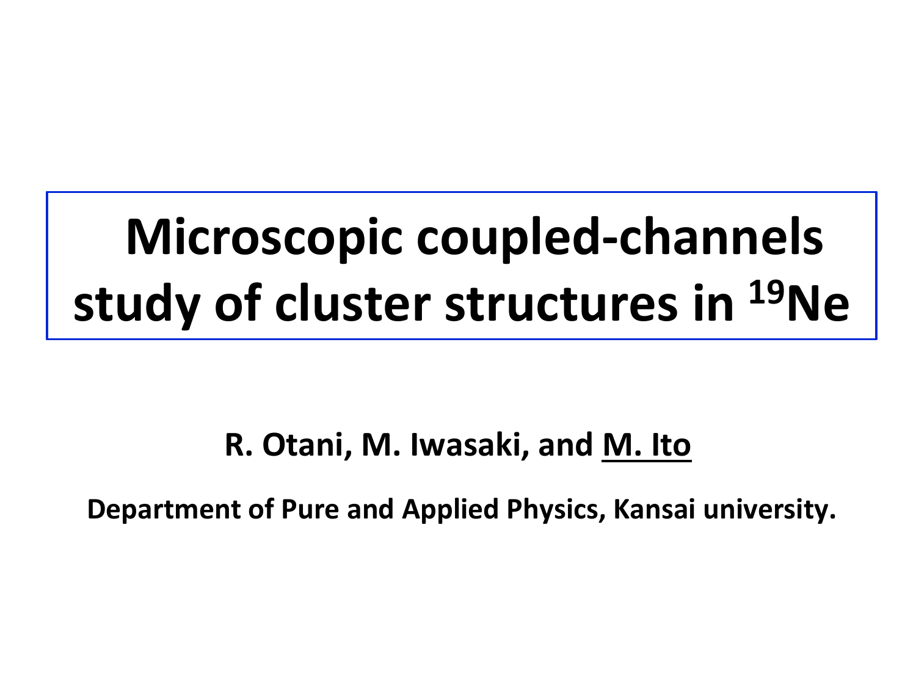# Microscopic coupled-channels study of cluster structures in $^{19}$Ne

**R. Otani, M. Iwasaki, and M. Ito**

**Department of Pure and Applied Physics, Kansai university.**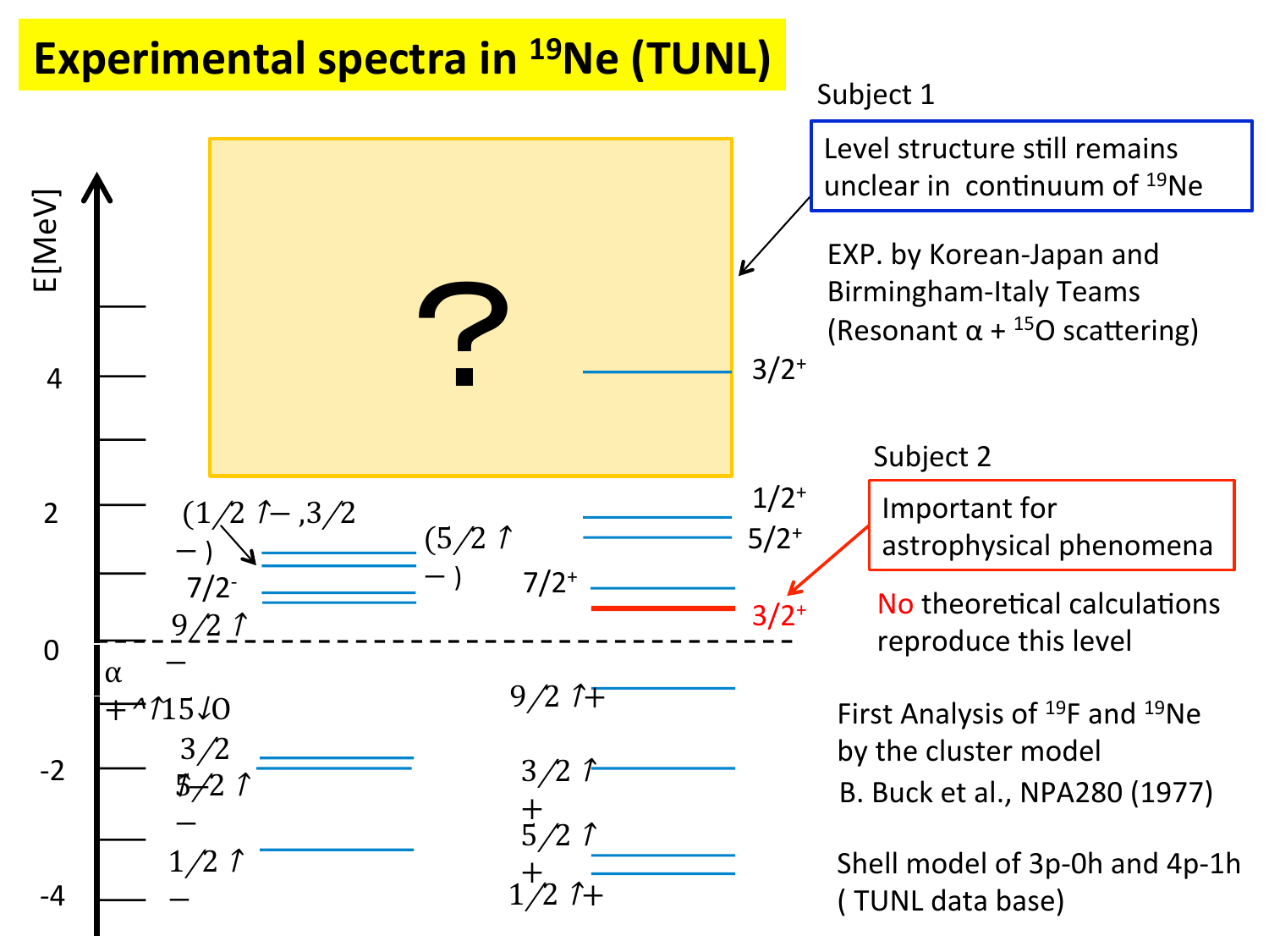# Experimental spectra in $^{19}$Ne (TUNL)

E[MeV]

| E [MeV] | Negative-parity levels | Positive-parity levels |
|---|---|---|
| ~4 | | $3/2^+$ |
| ~1.5–1.7 | $(1/2^-, 3/2^-)$, $(5/2^-)$ | $1/2^+$, $5/2^+$ |
| ~0.6–1.0 | $7/2^-$, $9/2^-$ | $7/2^+$, $3/2^+$ (red) |
| 0 ($\alpha + {}^{15}O$ threshold) | | |
| ~-0.7 | | $9/2^+$ |
| ~-2 | $3/2^-$, $5/2^-$ | $3/2^+$ |
| ~-3 to -4 | $1/2^-$ | $5/2^+$, $1/2^+$ |

?

**Subject 1**

Level structure still remains unclear in continuum of $^{19}$Ne

EXP. by Korean-Japan and Birmingham-Italy Teams (Resonant $\alpha$ + $^{15}$O scattering)

**Subject 2**

Important for astrophysical phenomena

No theoretical calculations reproduce this level

First Analysis of $^{19}$F and $^{19}$Ne by the cluster model
B. Buck et al., NPA280 (1977)

Shell model of 3p-0h and 4p-1h ( TUNL data base)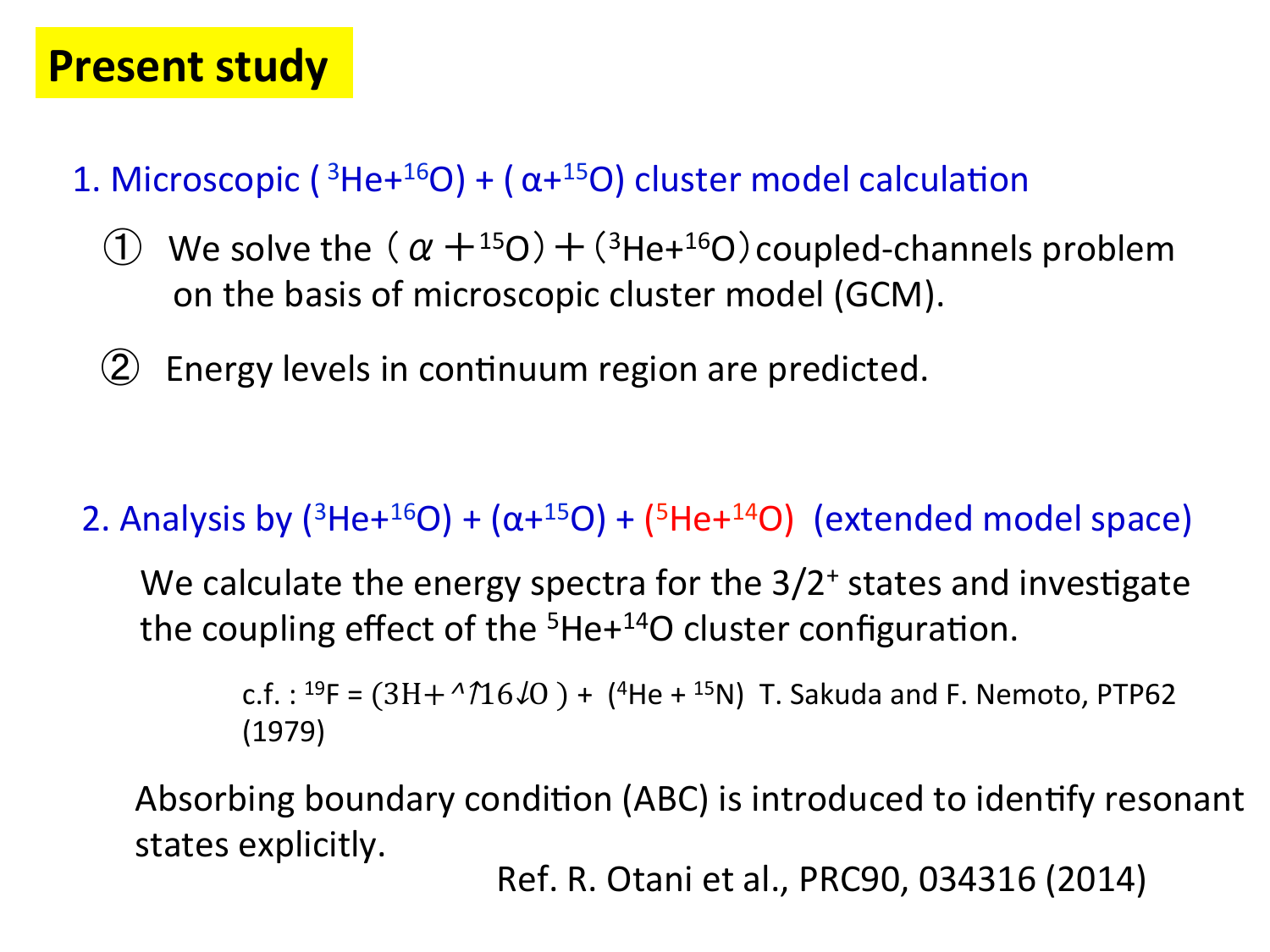# Present study

## 1. Microscopic ( $^{3}He+^{16}O$) + ( $\alpha+^{15}O$) cluster model calculation

① We solve the（$\alpha$ ＋$^{15}O$）＋（$^{3}He+^{16}O$）coupled-channels problem on the basis of microscopic cluster model (GCM).

② Energy levels in continuum region are predicted.

## 2. Analysis by ($^{3}He+^{16}O$) + ($\alpha+^{15}O$) + ($^{5}He+^{14}O$) (extended model space)

We calculate the energy spectra for the $3/2^{+}$ states and investigate the coupling effect of the $^{5}He+^{14}O$ cluster configuration.

c.f. : $^{19}F$ = ($^{3}H+^{16}O$ ) + ($^{4}He$ + $^{15}N$) T. Sakuda and F. Nemoto, PTP62 (1979)

Absorbing boundary condition (ABC) is introduced to identify resonant states explicitly.

Ref. R. Otani et al., PRC90, 034316 (2014)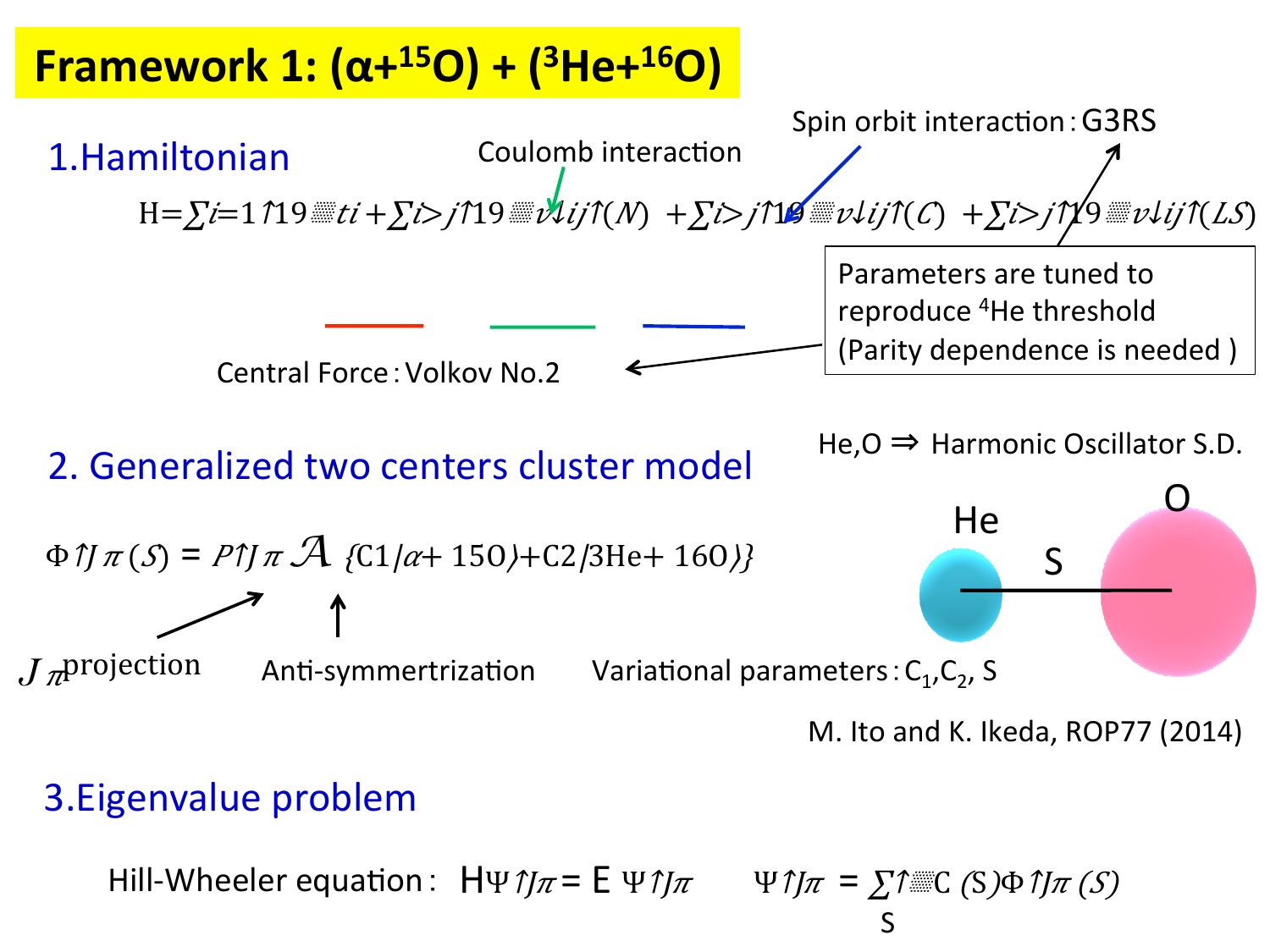# Framework 1: ($\alpha$+$^{15}$O) + ($^{3}$He+$^{16}$O)

## 1.Hamiltonian

Coulomb interaction

Spin orbit interaction : G3RS

$$H=\sum_{i=1}^{19} t_i + \sum_{i>j}^{19} v_{ij}^{(N)} + \sum_{i>j}^{19} v_{ij}^{(C)} + \sum_{i>j}^{19} v_{ij}^{(LS)}$$

Central Force : Volkov No.2

Parameters are tuned to reproduce $^{4}$He threshold (Parity dependence is needed )

## 2. Generalized two centers cluster model

He,O ⇒ Harmonic Oscillator S.D.

$$\Phi^{J\pi}(S) = P^{J\pi} \mathcal{A} \{C_1|\alpha + {}^{15}O\rangle + C_2|{}^{3}He + {}^{16}O\rangle\}$$

$J^{\pi}$ projection

Anti-symmertrization

Variational parameters : $C_1$,$C_2$, S

He — S — O

M. Ito and K. Ikeda, ROP77 (2014)

## 3.Eigenvalue problem

Hill-Wheeler equation : $H\Psi^{J\pi} = E\,\Psi^{J\pi}$ $\quad \Psi^{J\pi} = \sum_{S} C(S)\Phi^{J\pi}(S)$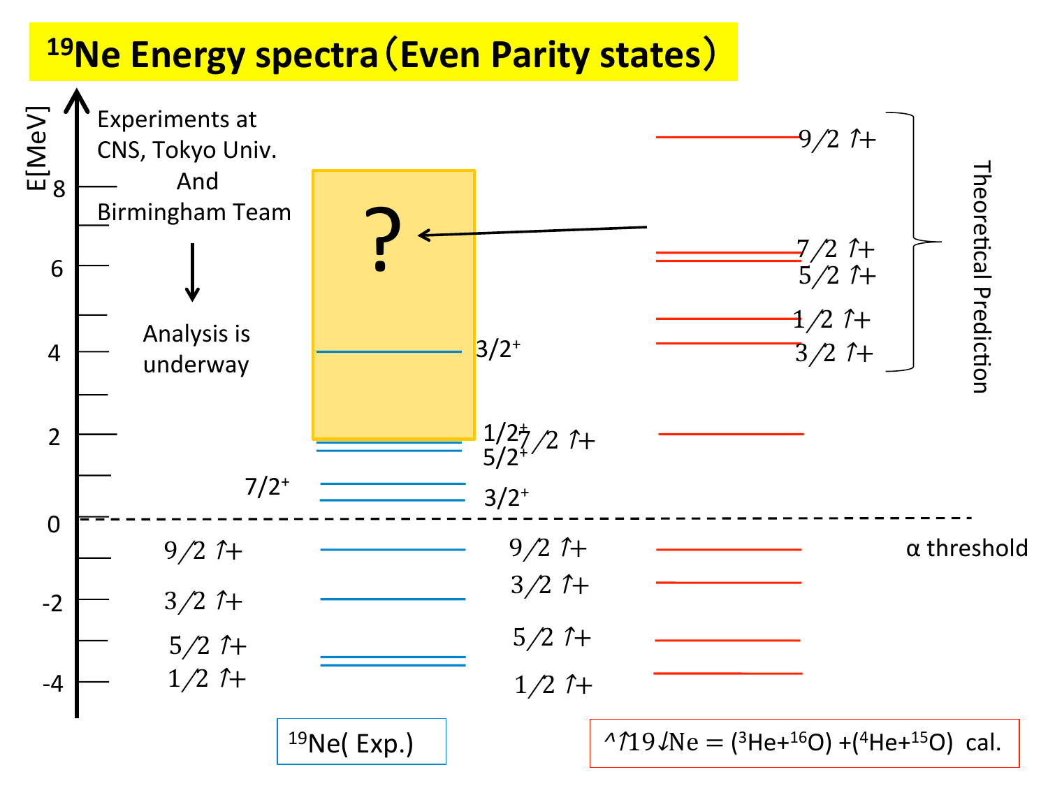# $^{19}Ne$ Energy spectra（Even Parity states）

E[MeV]

Experiments at CNS, Tokyo Univ. And Birmingham Team

Analysis is underway

?

| E[MeV] | $^{19}Ne$ (Exp.) | $^{19}Ne = (^{3}He+^{16}O) + (^{4}He+^{15}O)$ cal. |
|---|---|---|
| | | $9/2^+$ |
| | | $7/2^+$ |
| | | $5/2^+$ |
| | | $1/2^+$ |
| | $3/2^+$ | $3/2^+$ |
| | $1/2^{\pm}$ | $7/2^+$ |
| | $5/2^+$ | |
| | $7/2^+$ | |
| | $3/2^+$ | |
| 0 (α threshold) | | |
| | $9/2^+$ | $9/2^+$ |
| | $3/2^+$ | $3/2^+$ |
| | $5/2^+$ | $5/2^+$ |
| | $1/2^+$ | $1/2^+$ |

Theoretical Prediction

α threshold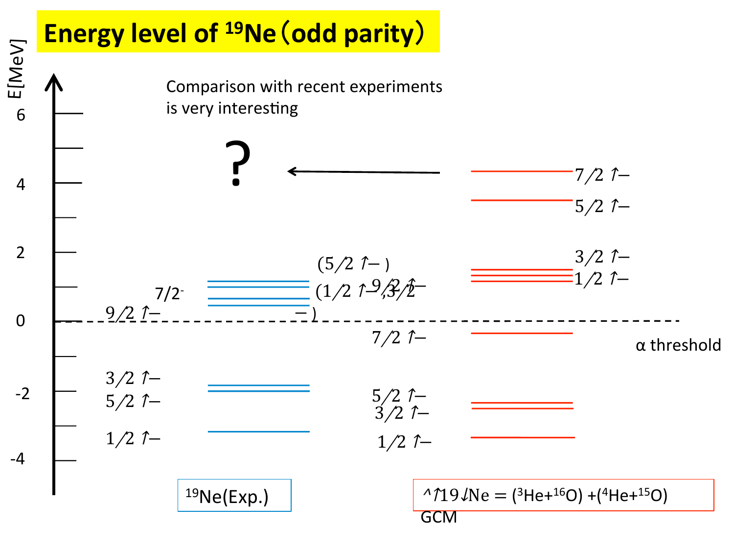# Energy level of $^{19}$Ne (odd parity)

$E$[MeV]

Comparison with recent experiments is very interesting

?

| $^{19}$Ne(Exp.) | $^{19}$Ne = ($^3$He+$^{16}$O) +($^4$He+$^{15}$O) GCM |
| --- | --- |
| $(5/2^-)$ | $7/2^-$ |
| $(1/2^-, 3/2^-)$ | $5/2^-$ |
| $7/2^-$ | $3/2^-$ |
| $9/2^-$ | $1/2^-$ |
| $3/2^-$ | $9/2^-$ |
| $5/2^-$ | $7/2^-$ |
| $1/2^-$ | $5/2^-$ |
| | $3/2^-$ |
| | $1/2^-$ |

α threshold

6, 4, 2, 0, -2, -4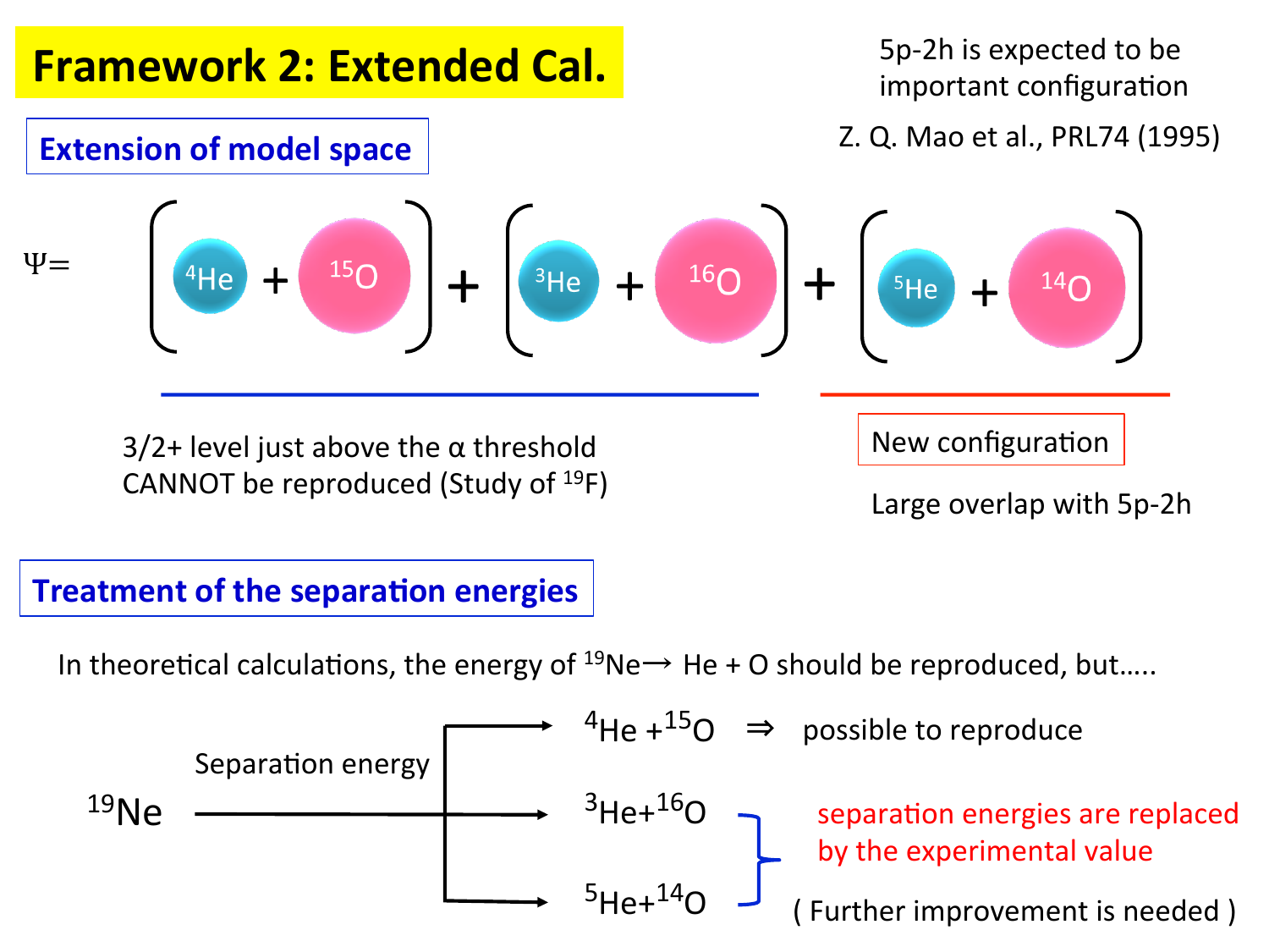# Framework 2: Extended Cal.

5p-2h is expected to be important configuration

Z. Q. Mao et al., PRL74 (1995)

## Extension of model space

$$\Psi = \left[ {}^{4}\mathrm{He} + {}^{15}\mathrm{O} \right] + \left[ {}^{3}\mathrm{He} + {}^{16}\mathrm{O} \right] + \left[ {}^{5}\mathrm{He} + {}^{14}\mathrm{O} \right]$$

3/2+ level just above the α threshold CANNOT be reproduced (Study of $^{19}$F)

New configuration

Large overlap with 5p-2h

## Treatment of the separation energies

In theoretical calculations, the energy of $^{19}$Ne→ He + O should be reproduced, but.....

$^{19}$Ne — Separation energy →

- $^{4}$He + $^{15}$O ⇒ possible to reproduce
- $^{3}$He + $^{16}$O
- $^{5}$He + $^{14}$O

($^{3}$He + $^{16}$O, $^{5}$He + $^{14}$O): separation energies are replaced by the experimental value

( Further improvement is needed )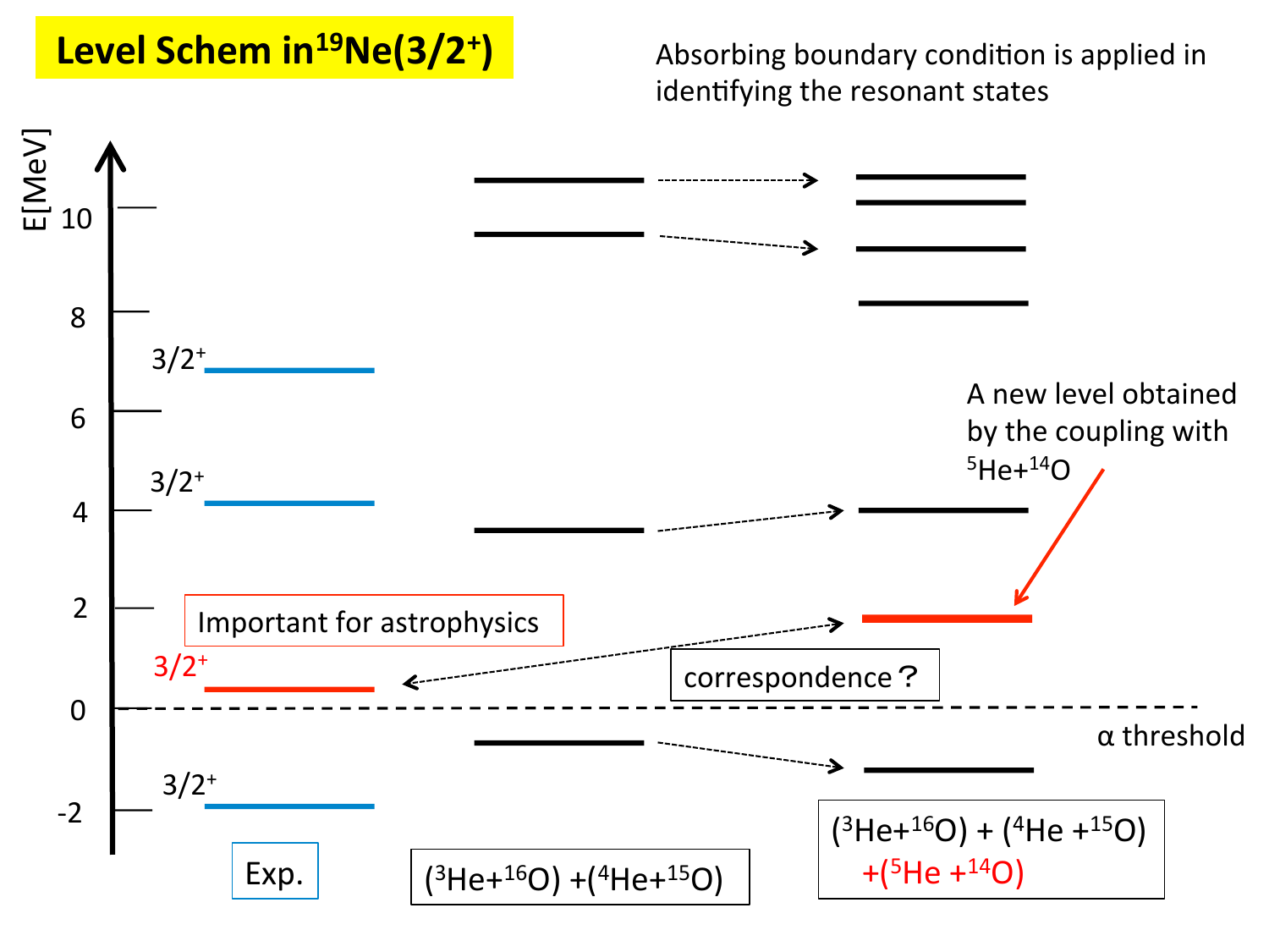# Level Schem in $^{19}$Ne($3/2^+$)

Absorbing boundary condition is applied in identifying the resonant states

E[MeV]

10

8

6

4

2

0

-2

$3/2^+$

$3/2^+$

$3/2^+$

$3/2^+$

Important for astrophysics

correspondence？

A new level obtained by the coupling with $^{5}$He+$^{14}$O

α threshold

Exp.

($^{3}$He+$^{16}$O) +($^{4}$He+$^{15}$O)

($^{3}$He+$^{16}$O) + ($^{4}$He +$^{15}$O) +($^{5}$He +$^{14}$O)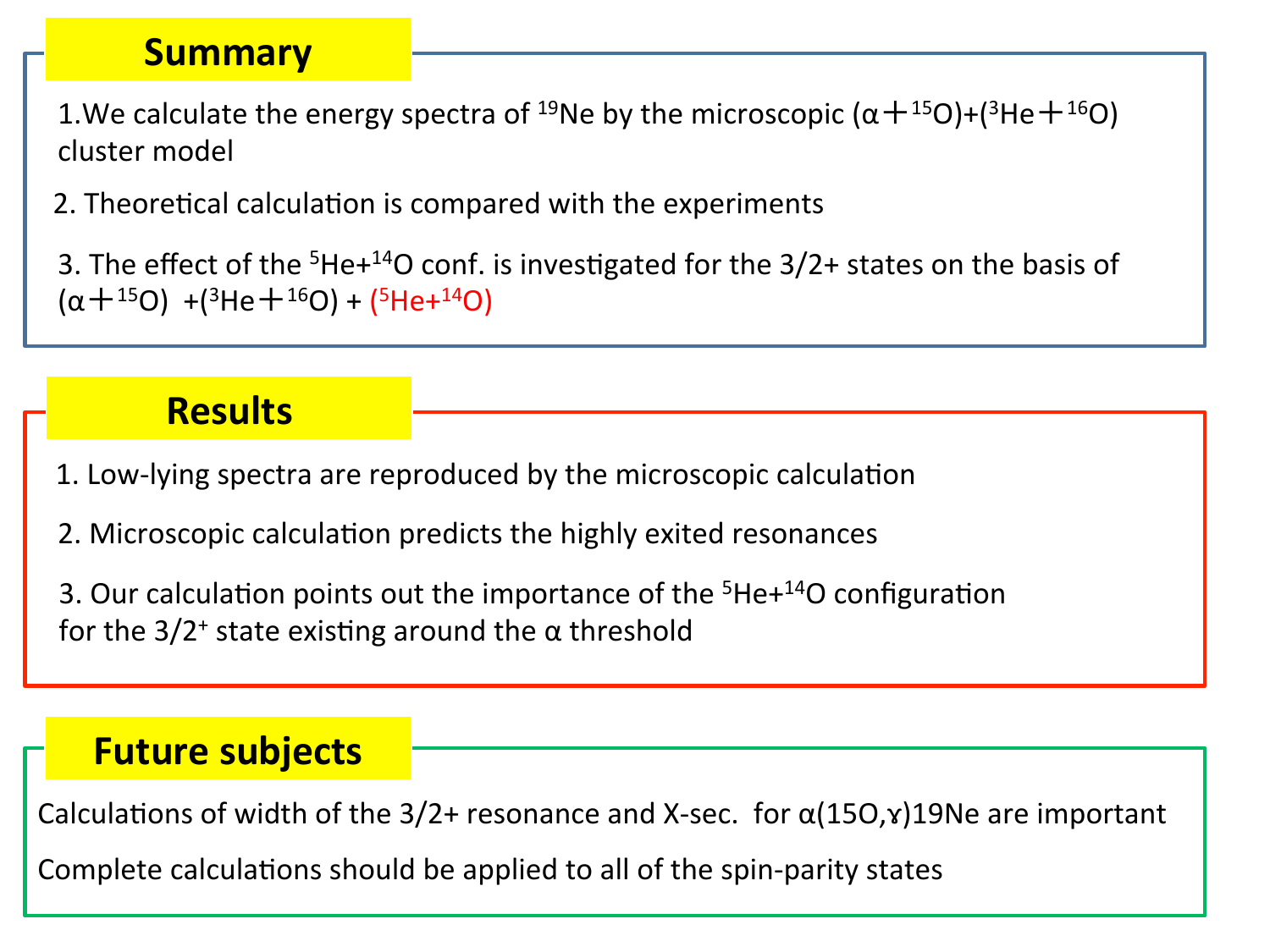## Summary

1. We calculate the energy spectra of $^{19}Ne$ by the microscopic ($\alpha + ^{15}O$)+($^{3}He + ^{16}O$) cluster model

2. Theoretical calculation is compared with the experiments

3. The effect of the $^{5}He$+$^{14}O$ conf. is investigated for the 3/2+ states on the basis of ($\alpha + ^{15}O$) +($^{3}He + ^{16}O$) + ($^{5}He$+$^{14}O$)

## Results

1. Low-lying spectra are reproduced by the microscopic calculation

2. Microscopic calculation predicts the highly exited resonances

3. Our calculation points out the importance of the $^{5}He$+$^{14}O$ configuration for the $3/2^{+}$ state existing around the α threshold

## Future subjects

Calculations of width of the 3/2+ resonance and X-sec. for α(15O,ɤ)19Ne are important

Complete calculations should be applied to all of the spin-parity states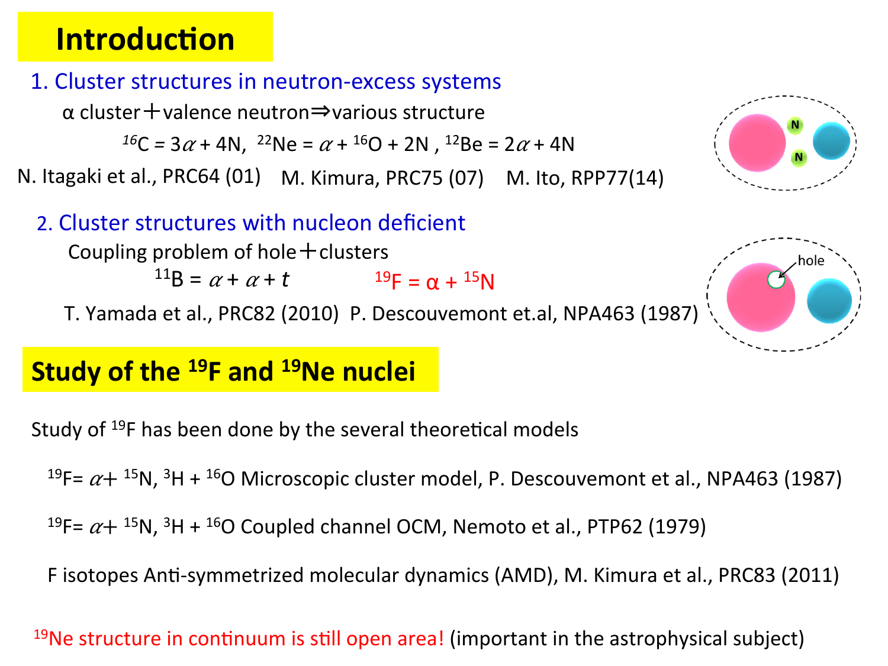# Introduction

## 1. Cluster structures in neutron-excess systems

α cluster ＋ valence neutron ⇒ various structure

$^{16}C = 3\alpha + 4N$, $^{22}Ne = \alpha + {}^{16}O + 2N$, $^{12}Be = 2\alpha + 4N$

N. Itagaki et al., PRC64 (01)   M. Kimura, PRC75 (07)   M. Ito, RPP77(14)

## 2. Cluster structures with nucleon deficient

Coupling problem of hole ＋ clusters

$^{11}B = \alpha + \alpha + t$   $^{19}F = \alpha + {}^{15}N$

T. Yamada et al., PRC82 (2010)  P. Descouvemont et.al, NPA463 (1987)

hole

# Study of the $^{19}F$ and $^{19}Ne$ nuclei

Study of $^{19}F$ has been done by the several theoretical models

$^{19}F = \alpha + {}^{15}N$, $^{3}H + {}^{16}O$ Microscopic cluster model, P. Descouvemont et al., NPA463 (1987)

$^{19}F = \alpha + {}^{15}N$, $^{3}H + {}^{16}O$ Coupled channel OCM, Nemoto et al., PTP62 (1979)

F isotopes Anti-symmetrized molecular dynamics (AMD), M. Kimura et al., PRC83 (2011)

$^{19}Ne$ structure in continuum is still open area! (important in the astrophysical subject)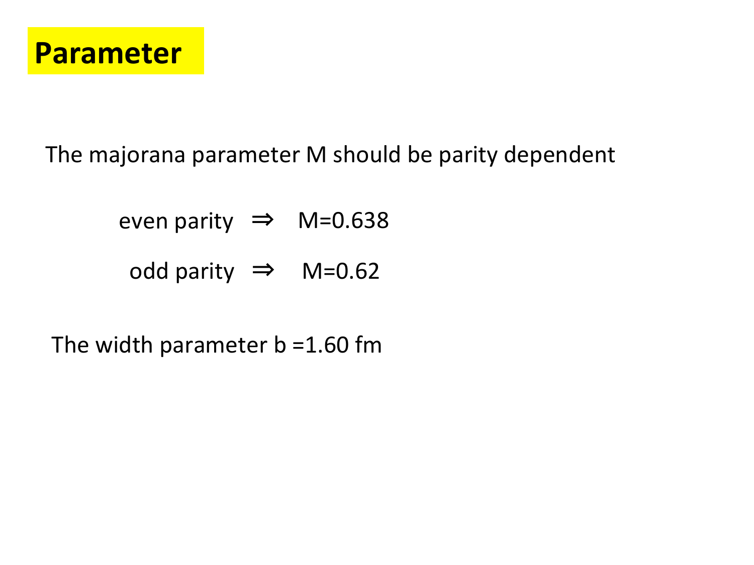# Parameter

The majorana parameter $M$ should be parity dependent

even parity $\Rightarrow$ $M=0.638$

odd parity $\Rightarrow$ $M=0.62$

The width parameter $b$ =1.60 fm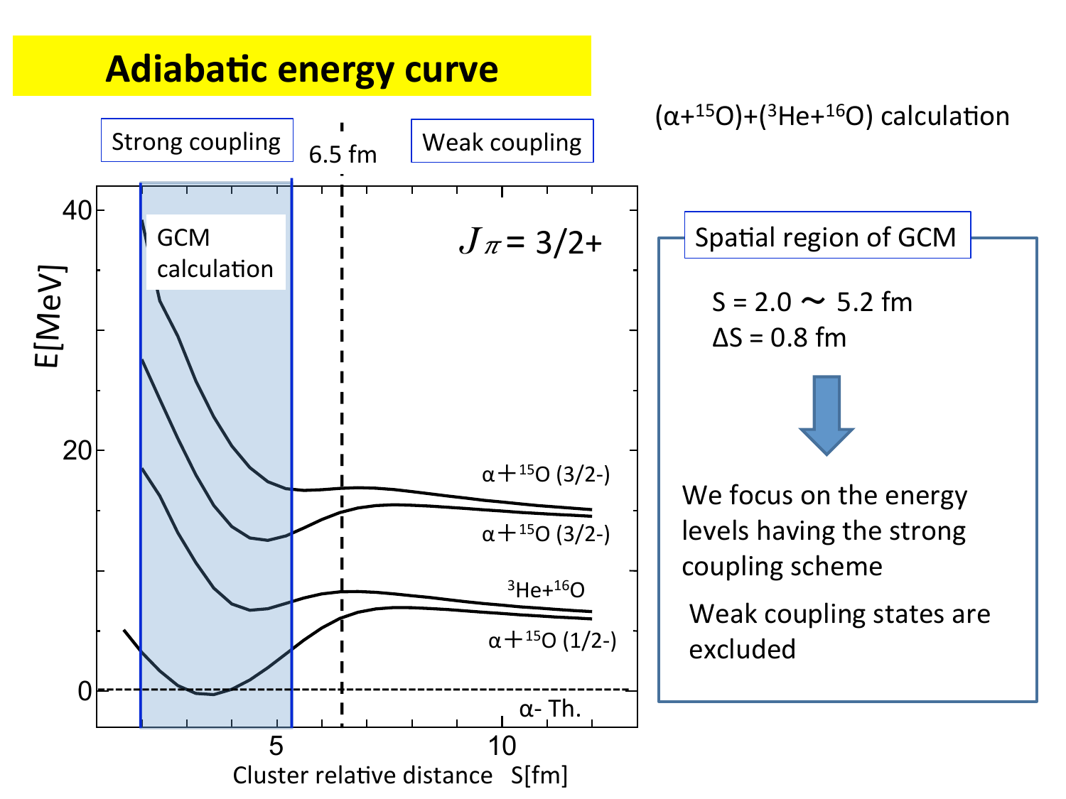# Adiabatic energy curve

$(\alpha+{}^{15}O)+({}^{3}He+{}^{16}O)$ calculation

Strong coupling | 6.5 fm | Weak coupling

GCM calculation

$J\pi = 3/2+$

$\alpha+{}^{15}O$ (3/2-)

$\alpha+{}^{15}O$ (3/2-)

${}^{3}He+{}^{16}O$

$\alpha+{}^{15}O$ (1/2-)

α- Th.

$E$[MeV]

Cluster relative distance S[fm]

**Spatial region of GCM**

S = 2.0 〜 5.2 fm
ΔS = 0.8 fm

We focus on the energy levels having the strong coupling scheme

Weak coupling states are excluded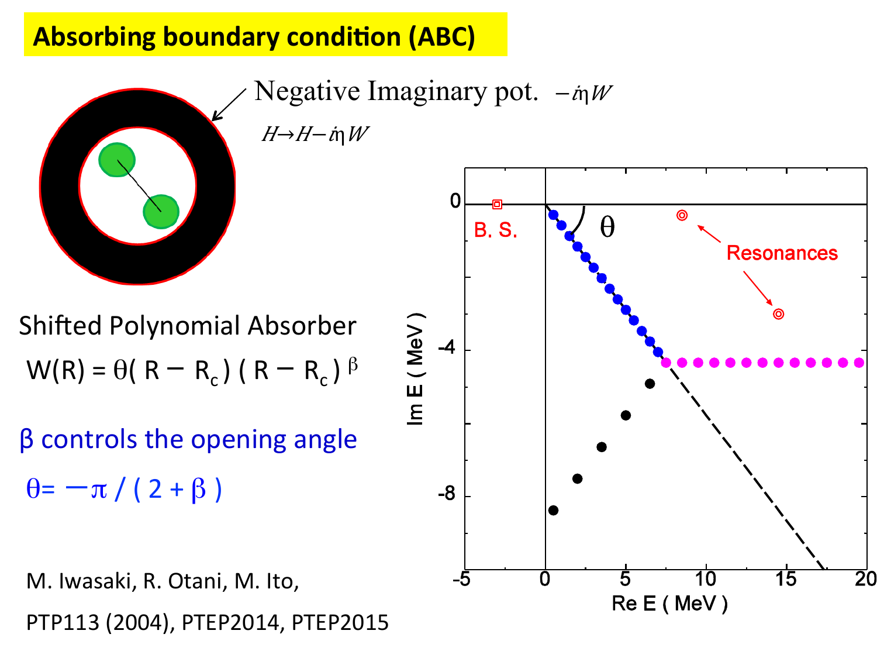# Absorbing boundary condition (ABC)

Negative Imaginary pot. $-i\eta W$

$H \rightarrow H - i\eta W$

Shifted Polynomial Absorber

$W(R) = \theta(R - R_c)(R - R_c)^{\beta}$

β controls the opening angle

$\theta = -\pi / (2 + \beta)$

M. Iwasaki, R. Otani, M. Ito,

PTP113 (2004), PTEP2014, PTEP2015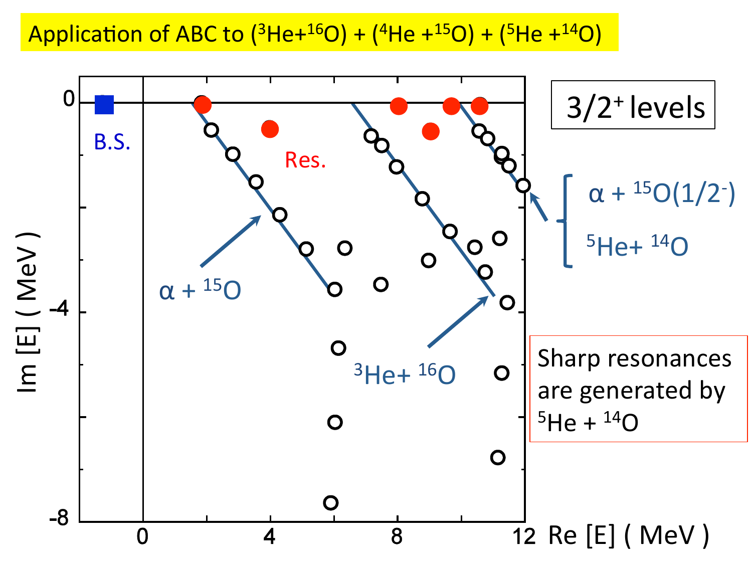# Application of ABC to ($^3$He+$^{16}$O) + ($^4$He +$^{15}$O) + ($^5$He +$^{14}$O)

$3/2^+$ levels

B.S.

Res.

$\alpha$ + $^{15}$O

$^3$He+ $^{16}$O

$\alpha$ + $^{15}$O($1/2^-$)

$^5$He+ $^{14}$O

Im [E] ( MeV )

Re [E] ( MeV )

Sharp resonances are generated by $^5$He + $^{14}$O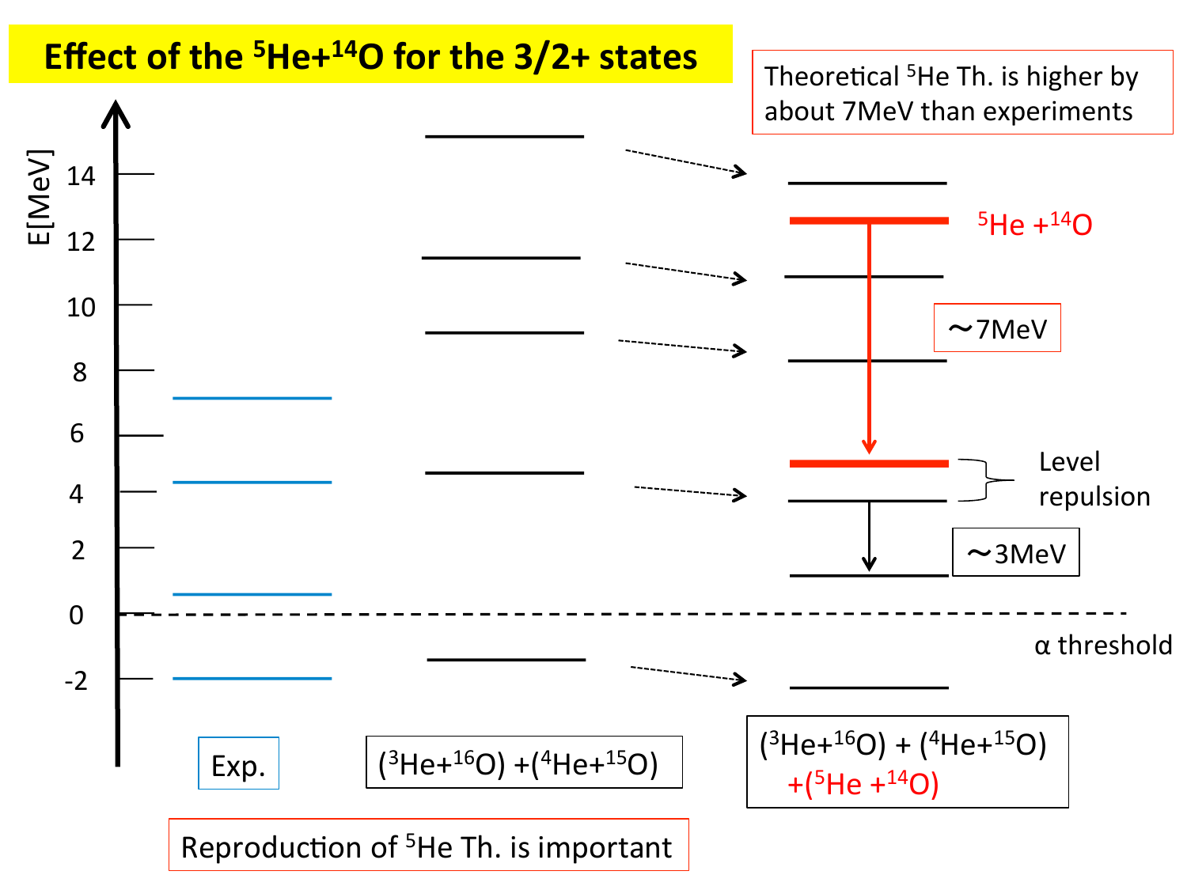# Effect of the $^5$He+$^{14}$O for the 3/2+ states

Theoretical $^5$He Th. is higher by about 7MeV than experiments

E[MeV]

14
12
10
8
6
4
2
0
-2

$^5$He +$^{14}$O

～7MeV

Level repulsion

～3MeV

α threshold

Exp.

($^3$He+$^{16}$O) +($^4$He+$^{15}$O)

($^3$He+$^{16}$O) + ($^4$He+$^{15}$O) +($^5$He +$^{14}$O)

Reproduction of $^5$He Th. is important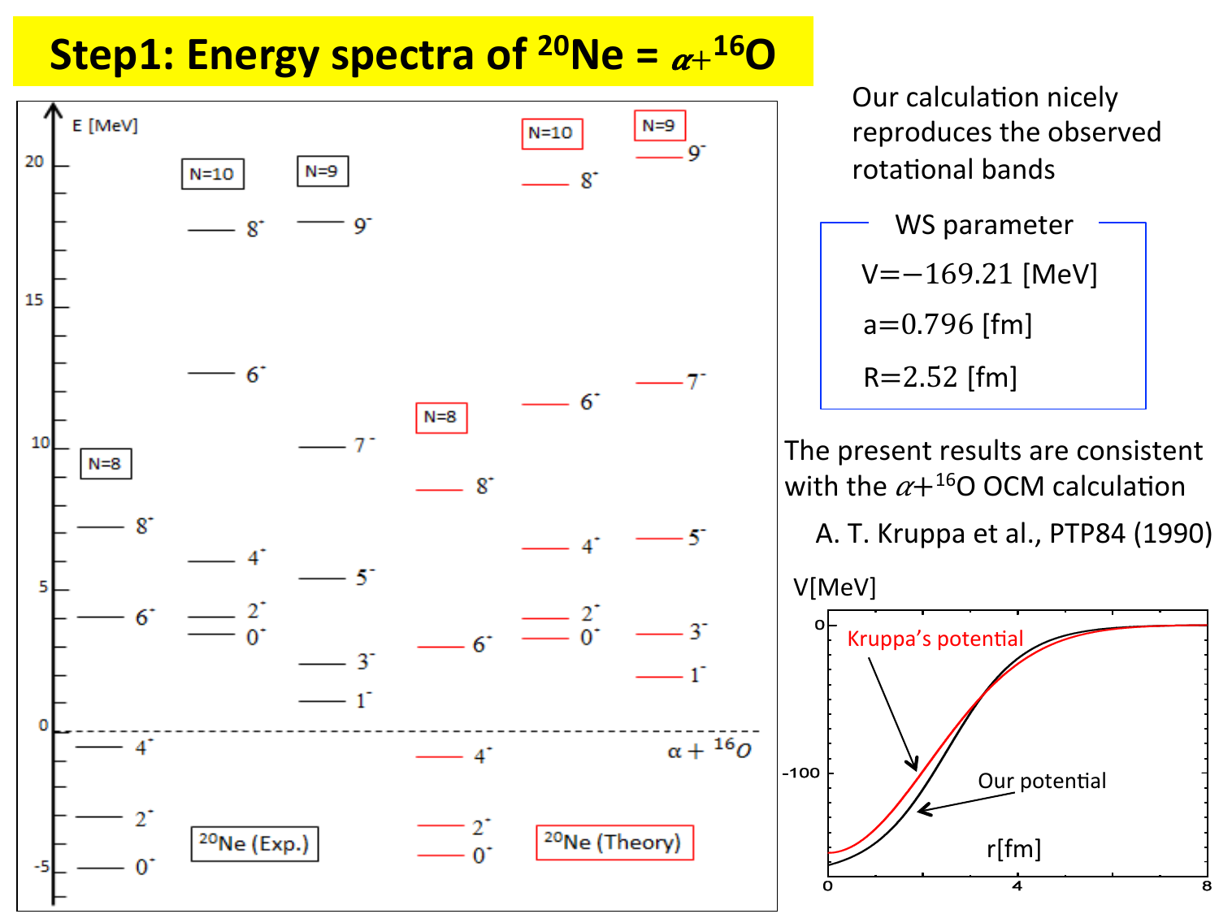# Step1: Energy spectra of $^{20}Ne = \alpha + ^{16}O$

Our calculation nicely reproduces the observed rotational bands

WS parameter

V=−169.21 [MeV]

a=0.796 [fm]

R=2.52 [fm]

The present results are consistent with the $\alpha + ^{16}O$ OCM calculation

A. T. Kruppa et al., PTP84 (1990)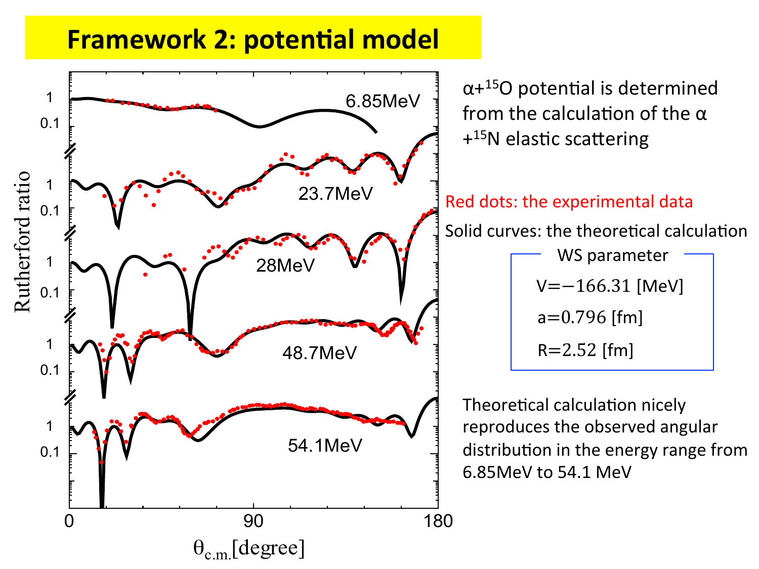# Framework 2: potential model

$\alpha$+$^{15}$O potential is determined from the calculation of the $\alpha$ +$^{15}$N elastic scattering

Red dots: the experimental data

Solid curves: the theoretical calculation

**WS parameter**

$V = -166.31$ [MeV]

$a = 0.796$ [fm]

$R = 2.52$ [fm]

Theoretical calculation nicely reproduces the observed angular distribution in the energy range from 6.85MeV to 54.1 MeV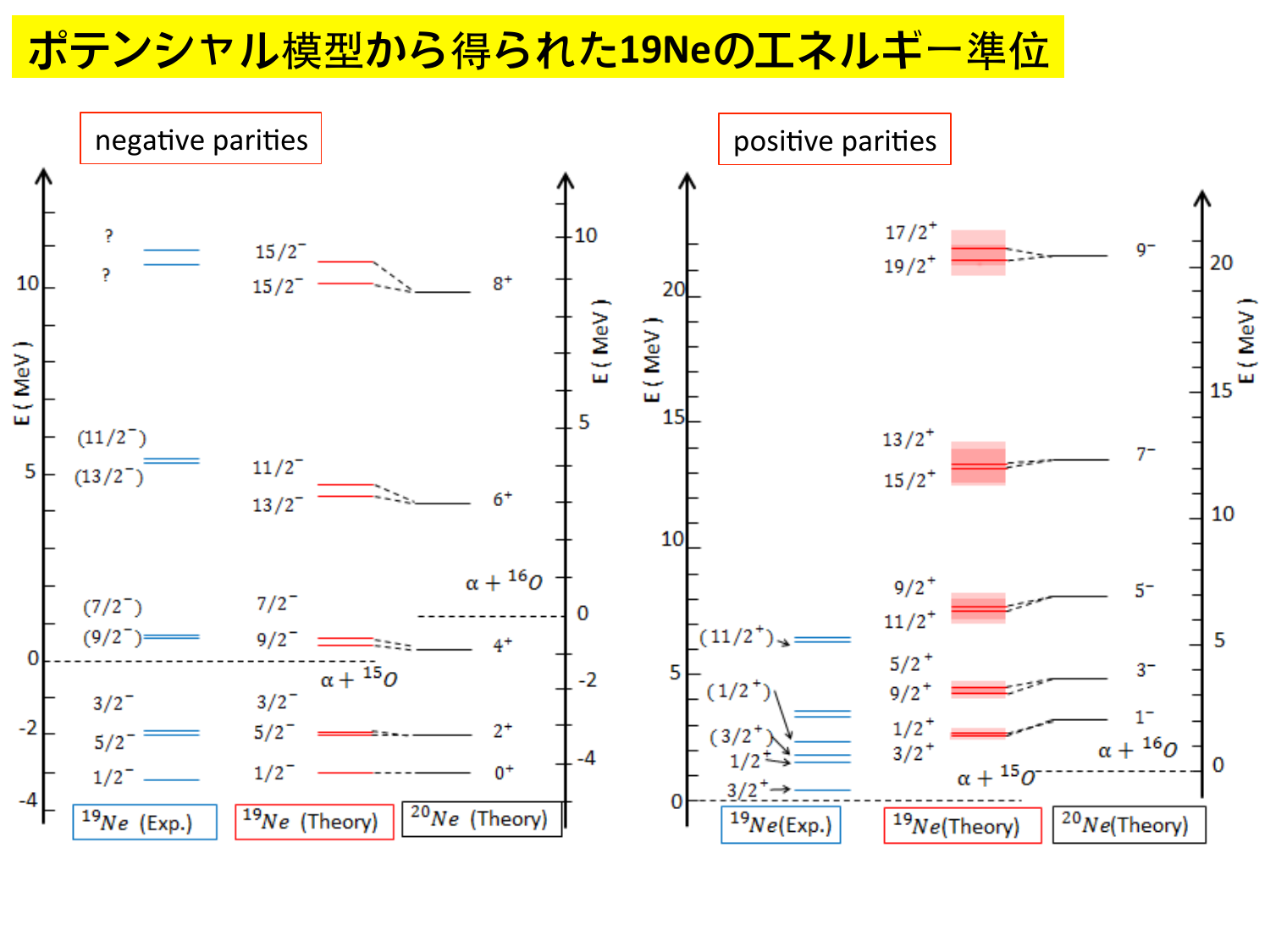# ポテンシャル模型から得られた19Neのエネルギー準位

**negative parities**

| $^{19}Ne$ (Exp.) | $^{19}Ne$ (Theory) | $^{20}Ne$ (Theory) |
|---|---|---|
| ? | $15/2^-$ | $8^+$ |
| ? | $15/2^-$ | |
| $(11/2^-)$ | $11/2^-$ | $6^+$ |
| $(13/2^-)$ | $13/2^-$ | |
| $(7/2^-)$ | $7/2^-$ | $4^+$ |
| $(9/2^-)$ | $9/2^-$ | |
| $3/2^-$ | $3/2^-$ | $2^+$ |
| $5/2^-$ | $5/2^-$ | |
| $1/2^-$ | $1/2^-$ | $0^+$ |

Thresholds: $\alpha + {}^{15}O$ (0 MeV, $^{19}Ne$ scale); $\alpha + {}^{16}O$ (0 MeV, $^{20}Ne$ scale)

**positive parities**

| $^{19}Ne$(Exp.) | $^{19}Ne$(Theory) | $^{20}Ne$(Theory) |
|---|---|---|
| | $17/2^+$ | $9^-$ |
| | $19/2^+$ | |
| | $13/2^+$ | $7^-$ |
| | $15/2^+$ | |
| $(11/2^+)$ | $9/2^+$ | $5^-$ |
| | $11/2^+$ | |
| $(1/2^+)$ | $5/2^+$ | $3^-$ |
| | $9/2^+$ | |
| $(3/2^+)$ | $1/2^+$ | $1^-$ |
| $1/2^+$ | $3/2^+$ | |
| $3/2^+$ | | |

Thresholds: $\alpha + {}^{15}O$ (0 MeV, $^{19}Ne$ scale); $\alpha + {}^{16}O$ (0 MeV, $^{20}Ne$ scale)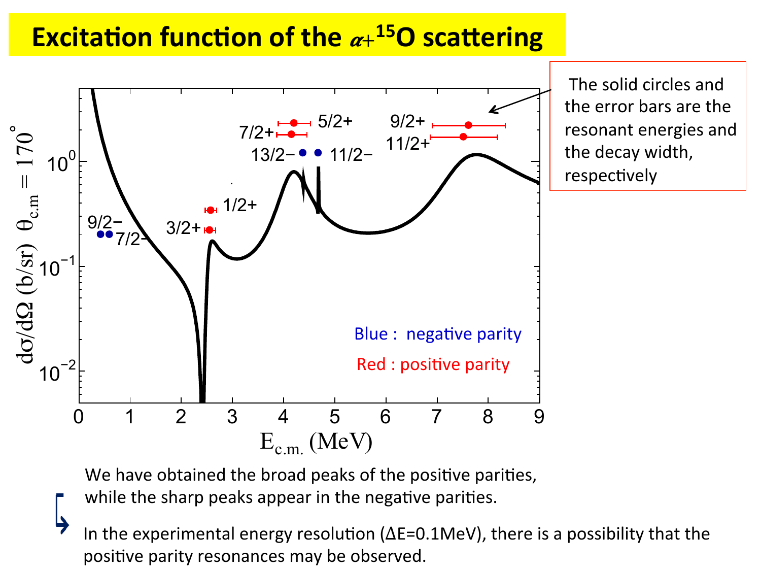# Excitation function of the $\alpha$+$^{15}$O scattering

The solid circles and the error bars are the resonant energies and the decay width, respectively

Blue : negative parity

Red : positive parity

We have obtained the broad peaks of the positive parities, while the sharp peaks appear in the negative parities.

In the experimental energy resolution ($\Delta E$=0.1MeV), there is a possibility that the positive parity resonances may be observed.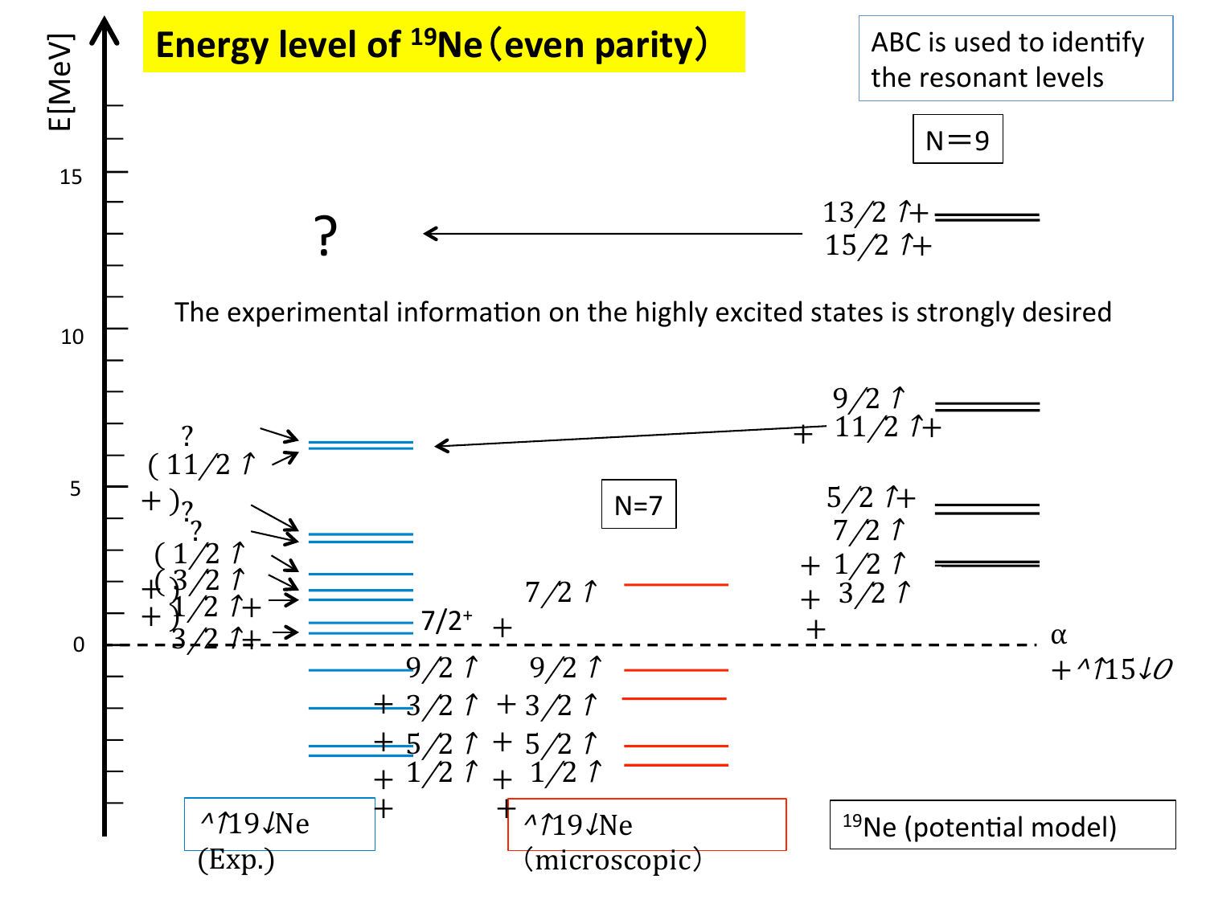# Energy level of $^{19}$Ne（even parity）

ABC is used to identify the resonant levels

E[MeV]

15

10

5

0

?

N＝9

$13/2^+$

$15/2^+$

The experimental information on the highly excited states is strongly desired

$9/2^+$

$11/2^+$

$5/2^+$

$7/2^+$

$1/2^+$

$3/2^+$

N=7

?

$(11/2^+)$

?

?

$(1/2^+)$

$(3/2^+)$

$1/2^+$

$3/2^+$

$7/2^+$

$7/2^+$

$\alpha + {}^{15}O$

$9/2^+$ $9/2^+$

$3/2^+$ $3/2^+$

$5/2^+$ $5/2^+$

$1/2^+$ $1/2^+$

$^{19}$Ne (Exp.)

$^{19}$Ne (microscopic)

$^{19}$Ne (potential model)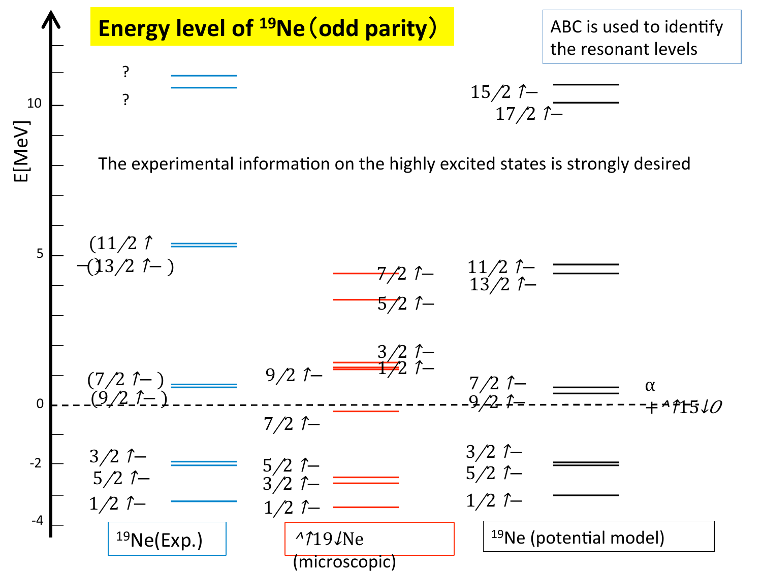# Energy level of $^{19}$Ne (odd parity)

ABC is used to identify the resonant levels

E[MeV]

10

5

0

-2

-4

?

?

The experimental information on the highly excited states is strongly desired

$(11/2^-$

$-(13/2^-)$

$(7/2^-)$

$(9/2^-)$

$3/2^-$

$5/2^-$

$1/2^-$

$^{19}$Ne(Exp.)

$7/2^-$

$5/2^-$

$3/2^-$

$1/2^-$

$9/2^-$

$7/2^-$

$5/2^-$

$3/2^-$

$1/2^-$

$^{19}$Ne (microscopic)

$15/2^-$

$17/2^-$

$11/2^-$

$13/2^-$

$7/2^-$

$9/2^-$

$\alpha + {}^{15}O$

$3/2^-$

$5/2^-$

$1/2^-$

$^{19}$Ne (potential model)